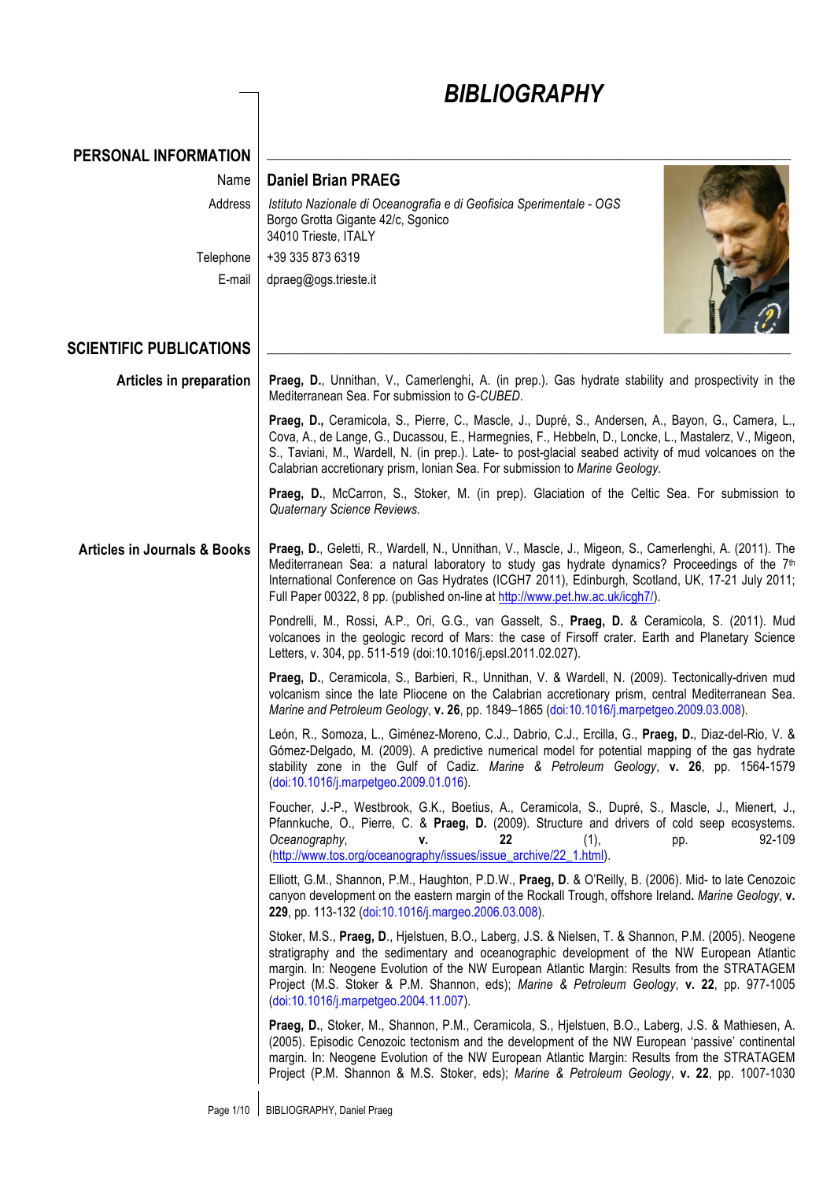# BIBLIOGRAPHY

## PERSONAL INFORMATION

**Name** Daniel Brian PRAEG

**Address** *Istituto Nazionale di Oceanografia e di Geofisica Sperimentale - OGS*
Borgo Grotta Gigante 42/c, Sgonico
34010 Trieste, ITALY

**Telephone** +39 335 873 6319

**E-mail** dpraeg@ogs.trieste.it

## SCIENTIFIC PUBLICATIONS

### Articles in preparation

**Praeg, D.**, Unnithan, V., Camerlenghi, A. (in prep.). Gas hydrate stability and prospectivity in the Mediterranean Sea. For submission to *G-CUBED*.

**Praeg, D.**, Ceramicola, S., Pierre, C., Mascle, J., Dupré, S., Andersen, A., Bayon, G., Camera, L., Cova, A., de Lange, G., Ducassou, E., Harmegnies, F., Hebbeln, D., Loncke, L., Mastalerz, V., Migeon, S., Taviani, M., Wardell, N. (in prep.). Late- to post-glacial seabed activity of mud volcanoes on the Calabrian accretionary prism, Ionian Sea. For submission to *Marine Geology*.

**Praeg, D.**, McCarron, S., Stoker, M. (in prep). Glaciation of the Celtic Sea. For submission to *Quaternary Science Reviews*.

### Articles in Journals & Books

**Praeg, D.**, Geletti, R., Wardell, N., Unnithan, V., Mascle, J., Migeon, S., Camerlenghi, A. (2011). The Mediterranean Sea: a natural laboratory to study gas hydrate dynamics? Proceedings of the 7th International Conference on Gas Hydrates (ICGH7 2011), Edinburgh, Scotland, UK, 17-21 July 2011; Full Paper 00322, 8 pp. (published on-line at http://www.pet.hw.ac.uk/icgh7/).

Pondrelli, M., Rossi, A.P., Ori, G.G., van Gasselt, S., **Praeg, D.** & Ceramicola, S. (2011). Mud volcanoes in the geologic record of Mars: the case of Firsoff crater. Earth and Planetary Science Letters, v. 304, pp. 511-519 (doi:10.1016/j.epsl.2011.02.027).

**Praeg, D.**, Ceramicola, S., Barbieri, R., Unnithan, V. & Wardell, N. (2009). Tectonically-driven mud volcanism since the late Pliocene on the Calabrian accretionary prism, central Mediterranean Sea. *Marine and Petroleum Geology*, **v. 26**, pp. 1849–1865 (doi:10.1016/j.marpetgeo.2009.03.008).

León, R., Somoza, L., Giménez-Moreno, C.J., Dabrio, C.J., Ercilla, G., **Praeg, D.**, Diaz-del-Rio, V. & Gómez-Delgado, M. (2009). A predictive numerical model for potential mapping of the gas hydrate stability zone in the Gulf of Cadiz. *Marine & Petroleum Geology*, **v. 26**, pp. 1564-1579 (doi:10.1016/j.marpetgeo.2009.01.016).

Foucher, J.-P., Westbrook, G.K., Boetius, A., Ceramicola, S., Dupré, S., Mascle, J., Mienert, J., Pfannkuche, O., Pierre, C. & **Praeg, D.** (2009). Structure and drivers of cold seep ecosystems. *Oceanography*, **v. 22** (1), pp. 92-109 (http://www.tos.org/oceanography/issues/issue_archive/22_1.html).

Elliott, G.M., Shannon, P.M., Haughton, P.D.W., **Praeg, D** & O'Reilly, B. (2006). Mid- to late Cenozoic canyon development on the eastern margin of the Rockall Trough, offshore Ireland**.** *Marine Geology*, **v. 229**, pp. 113-132 (doi:10.1016/j.margeo.2006.03.008).

Stoker, M.S., **Praeg, D**., Hjelstuen, B.O., Laberg, J.S. & Nielsen, T. & Shannon, P.M. (2005). Neogene stratigraphy and the sedimentary and oceanographic development of the NW European Atlantic margin. In: Neogene Evolution of the NW European Atlantic Margin: Results from the STRATAGEM Project (M.S. Stoker & P.M. Shannon, eds); *Marine & Petroleum Geology*, **v. 22**, pp. 977-1005 (doi:10.1016/j.marpetgeo.2004.11.007).

**Praeg, D.**, Stoker, M., Shannon, P.M., Ceramicola, S., Hjelstuen, B.O., Laberg, J.S. & Mathiesen, A. (2005). Episodic Cenozoic tectonism and the development of the NW European 'passive' continental margin. In: Neogene Evolution of the NW European Atlantic Margin: Results from the STRATAGEM Project (P.M. Shannon & M.S. Stoker, eds); *Marine & Petroleum Geology*, **v. 22**, pp. 1007-1030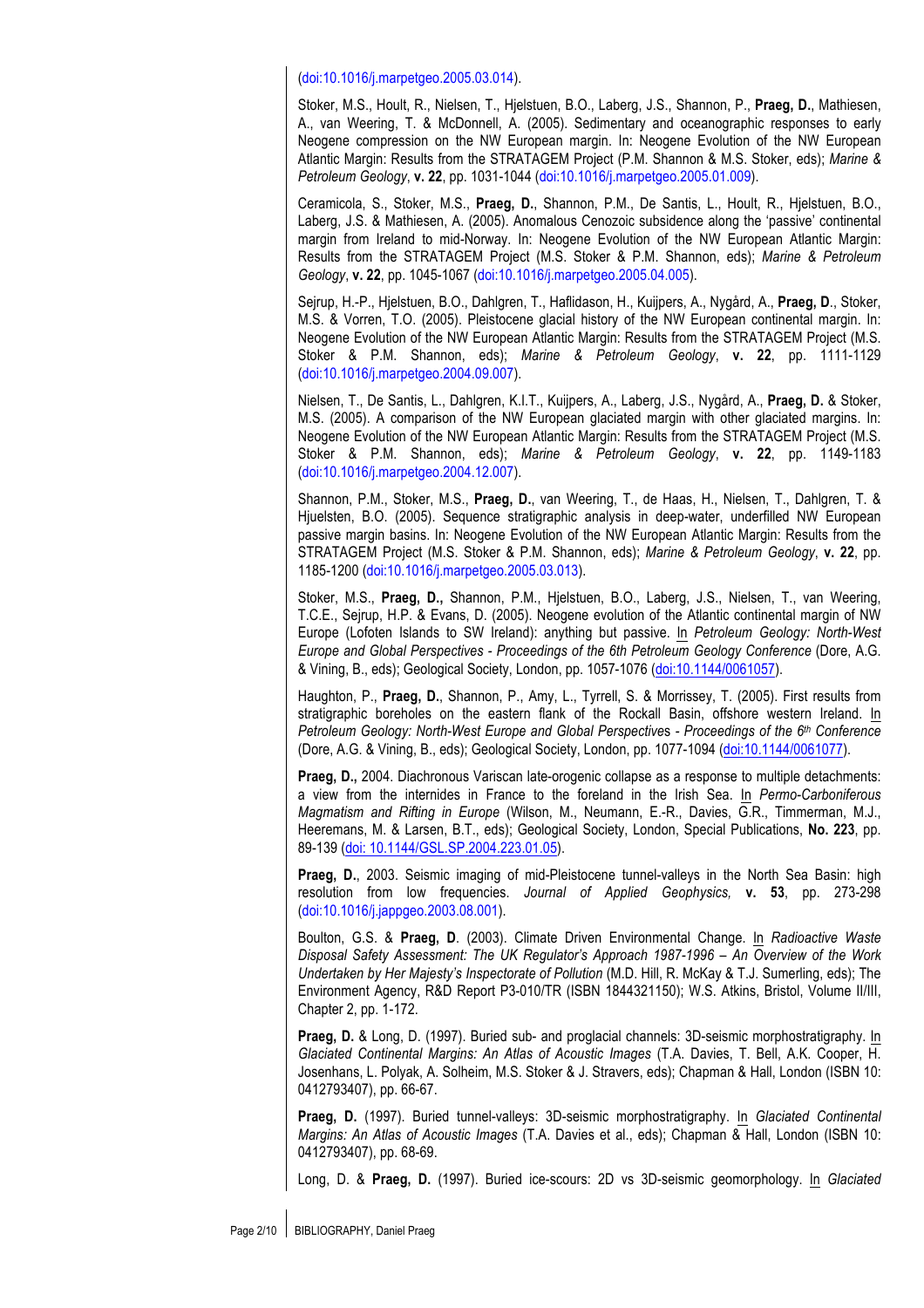(doi:10.1016/j.marpetgeo.2005.03.014).

Stoker, M.S., Hoult, R., Nielsen, T., Hjelstuen, B.O., Laberg, J.S., Shannon, P., **Praeg, D.**, Mathiesen, A., van Weering, T. & McDonnell, A. (2005). Sedimentary and oceanographic responses to early Neogene compression on the NW European margin. In: Neogene Evolution of the NW European Atlantic Margin: Results from the STRATAGEM Project (P.M. Shannon & M.S. Stoker, eds); *Marine & Petroleum Geology*, **v. 22**, pp. 1031-1044 (doi:10.1016/j.marpetgeo.2005.01.009).

Ceramicola, S., Stoker, M.S., **Praeg, D.**, Shannon, P.M., De Santis, L., Hoult, R., Hjelstuen, B.O., Laberg, J.S. & Mathiesen, A. (2005). Anomalous Cenozoic subsidence along the 'passive' continental margin from Ireland to mid-Norway. In: Neogene Evolution of the NW European Atlantic Margin: Results from the STRATAGEM Project (M.S. Stoker & P.M. Shannon, eds); *Marine & Petroleum Geology*, **v. 22**, pp. 1045-1067 (doi:10.1016/j.marpetgeo.2005.04.005).

Sejrup, H.-P., Hjelstuen, B.O., Dahlgren, T., Haflidason, H., Kuijpers, A., Nygård, A., **Praeg, D**., Stoker, M.S. & Vorren, T.O. (2005). Pleistocene glacial history of the NW European continental margin. In: Neogene Evolution of the NW European Atlantic Margin: Results from the STRATAGEM Project (M.S. Stoker & P.M. Shannon, eds); *Marine & Petroleum Geology*, **v. 22**, pp. 1111-1129 (doi:10.1016/j.marpetgeo.2004.09.007).

Nielsen, T., De Santis, L., Dahlgren, K.I.T., Kuijpers, A., Laberg, J.S., Nygård, A., **Praeg, D.** & Stoker, M.S. (2005). A comparison of the NW European glaciated margin with other glaciated margins. In: Neogene Evolution of the NW European Atlantic Margin: Results from the STRATAGEM Project (M.S. Stoker & P.M. Shannon, eds); *Marine & Petroleum Geology*, **v. 22**, pp. 1149-1183 (doi:10.1016/j.marpetgeo.2004.12.007).

Shannon, P.M., Stoker, M.S., **Praeg, D.**, van Weering, T., de Haas, H., Nielsen, T., Dahlgren, T. & Hjuelsten, B.O. (2005). Sequence stratigraphic analysis in deep-water, underfilled NW European passive margin basins. In: Neogene Evolution of the NW European Atlantic Margin: Results from the STRATAGEM Project (M.S. Stoker & P.M. Shannon, eds); *Marine & Petroleum Geology*, **v. 22**, pp. 1185-1200 (doi:10.1016/j.marpetgeo.2005.03.013).

Stoker, M.S., **Praeg, D.,** Shannon, P.M., Hjelstuen, B.O., Laberg, J.S., Nielsen, T., van Weering, T.C.E., Sejrup, H.P. & Evans, D. (2005). Neogene evolution of the Atlantic continental margin of NW Europe (Lofoten Islands to SW Ireland): anything but passive. In *Petroleum Geology: North-West Europe and Global Perspectives - Proceedings of the 6th Petroleum Geology Conference* (Dore, A.G. & Vining, B., eds); Geological Society, London, pp. 1057-1076 (doi:10.1144/0061057).

Haughton, P., **Praeg, D.**, Shannon, P., Amy, L., Tyrrell, S. & Morrissey, T. (2005). First results from stratigraphic boreholes on the eastern flank of the Rockall Basin, offshore western Ireland. In *Petroleum Geology: North-West Europe and Global Perspectives - Proceedings of the 6th Conference* (Dore, A.G. & Vining, B., eds); Geological Society, London, pp. 1077-1094 (doi:10.1144/0061077).

**Praeg, D.,** 2004. Diachronous Variscan late-orogenic collapse as a response to multiple detachments: a view from the internides in France to the foreland in the Irish Sea. In *Permo-Carboniferous Magmatism and Rifting in Europe* (Wilson, M., Neumann, E.-R., Davies, G.R., Timmerman, M.J., Heeremans, M. & Larsen, B.T., eds); Geological Society, London, Special Publications, **No. 223**, pp. 89-139 (doi: 10.1144/GSL.SP.2004.223.01.05).

**Praeg, D.**, 2003. Seismic imaging of mid-Pleistocene tunnel-valleys in the North Sea Basin: high resolution from low frequencies. *Journal of Applied Geophysics,* **v. 53**, pp. 273-298 (doi:10.1016/j.jappgeo.2003.08.001).

Boulton, G.S. & **Praeg, D** (2003). Climate Driven Environmental Change. In *Radioactive Waste Disposal Safety Assessment: The UK Regulator's Approach 1987-1996 – An Overview of the Work Undertaken by Her Majesty's Inspectorate of Pollution* (M.D. Hill, R. McKay & T.J. Sumerling, eds); The Environment Agency, R&D Report P3-010/TR (ISBN 1844321150); W.S. Atkins, Bristol, Volume II/III, Chapter 2, pp. 1-172.

**Praeg, D.** & Long, D. (1997). Buried sub- and proglacial channels: 3D-seismic morphostratigraphy. In *Glaciated Continental Margins: An Atlas of Acoustic Images* (T.A. Davies, T. Bell, A.K. Cooper, H. Josenhans, L. Polyak, A. Solheim, M.S. Stoker & J. Stravers, eds); Chapman & Hall, London (ISBN 10: 0412793407), pp. 66-67.

**Praeg, D.** (1997). Buried tunnel-valleys: 3D-seismic morphostratigraphy. In *Glaciated Continental Margins: An Atlas of Acoustic Images* (T.A. Davies et al., eds); Chapman & Hall, London (ISBN 10: 0412793407), pp. 68-69.

Long, D. & **Praeg, D.** (1997). Buried ice-scours: 2D vs 3D-seismic geomorphology. In *Glaciated*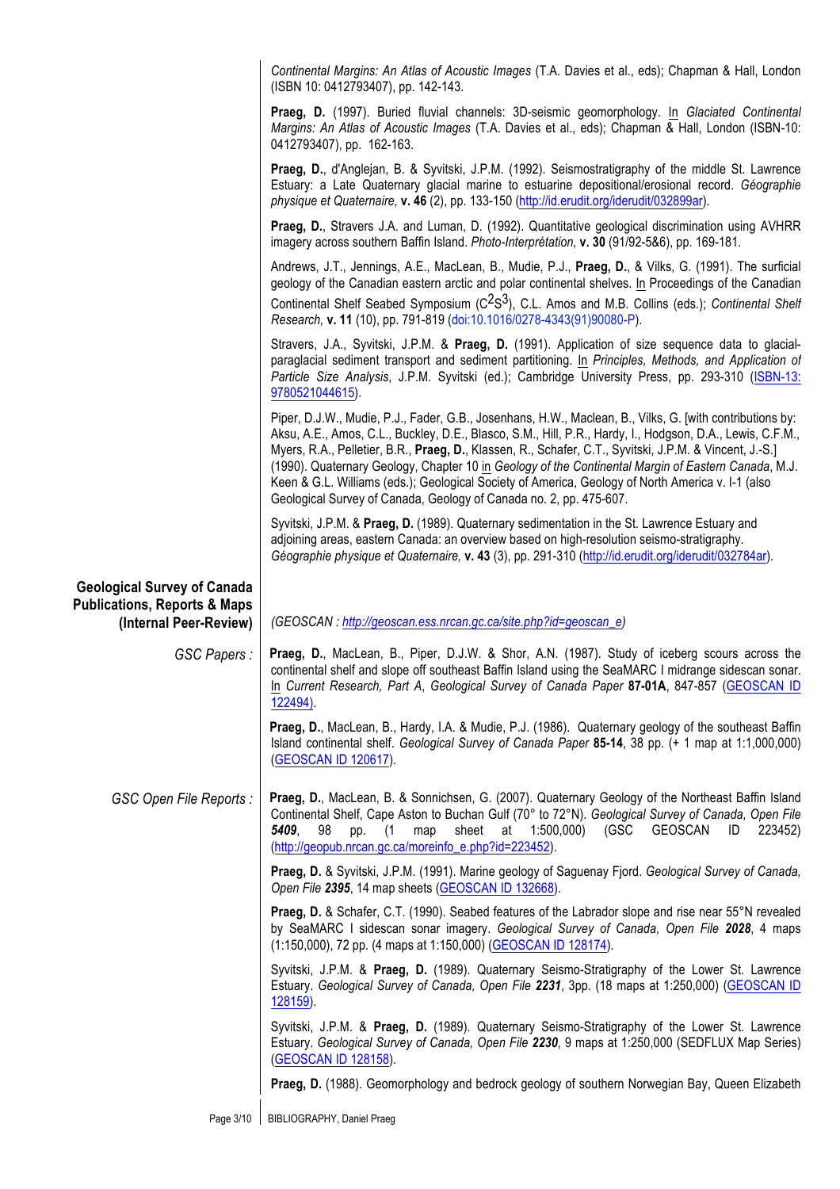*Continental Margins: An Atlas of Acoustic Images* (T.A. Davies et al., eds); Chapman & Hall, London (ISBN 10: 0412793407), pp. 142-143.

**Praeg, D.** (1997). Buried fluvial channels: 3D-seismic geomorphology. In *Glaciated Continental Margins: An Atlas of Acoustic Images* (T.A. Davies et al., eds); Chapman & Hall, London (ISBN-10: 0412793407), pp. 162-163.

**Praeg, D.**, d'Anglejan, B. & Syvitski, J.P.M. (1992). Seismostratigraphy of the middle St. Lawrence Estuary: a Late Quaternary glacial marine to estuarine depositional/erosional record. *Géographie physique et Quaternaire,* **v. 46** (2), pp. 133-150 (http://id.erudit.org/iderudit/032899ar).

**Praeg, D.**, Stravers J.A. and Luman, D. (1992). Quantitative geological discrimination using AVHRR imagery across southern Baffin Island. *Photo-Interprétation,* **v. 30** (91/92-5&6), pp. 169-181.

Andrews, J.T., Jennings, A.E., MacLean, B., Mudie, P.J., **Praeg, D.**, & Vilks, G. (1991). The surficial geology of the Canadian eastern arctic and polar continental shelves. In Proceedings of the Canadian Continental Shelf Seabed Symposium ($C^2S^3$), C.L. Amos and M.B. Collins (eds.); *Continental Shelf Research,* **v. 11** (10), pp. 791-819 (doi:10.1016/0278-4343(91)90080-P).

Stravers, J.A., Syvitski, J.P.M. & **Praeg, D.** (1991). Application of size sequence data to glacial-paraglacial sediment transport and sediment partitioning. In *Principles, Methods, and Application of Particle Size Analysis*, J.P.M. Syvitski (ed.); Cambridge University Press, pp. 293-310 (ISBN-13: 9780521044615).

Piper, D.J.W., Mudie, P.J., Fader, G.B., Josenhans, H.W., Maclean, B., Vilks, G. [with contributions by: Aksu, A.E., Amos, C.L., Buckley, D.E., Blasco, S.M., Hill, P.R., Hardy, I., Hodgson, D.A., Lewis, C.F.M., Myers, R.A., Pelletier, B.R., **Praeg, D.**, Klassen, R., Schafer, C.T., Syvitski, J.P.M. & Vincent, J.-S.] (1990). Quaternary Geology, Chapter 10 in *Geology of the Continental Margin of Eastern Canada*, M.J. Keen & G.L. Williams (eds.); Geological Society of America, Geology of North America v. I-1 (also Geological Survey of Canada, Geology of Canada no. 2, pp. 475-607.

Syvitski, J.P.M. & **Praeg, D.** (1989). Quaternary sedimentation in the St. Lawrence Estuary and adjoining areas, eastern Canada: an overview based on high-resolution seismo-stratigraphy. *Géographie physique et Quaternaire,* **v. 43** (3), pp. 291-310 (http://id.erudit.org/iderudit/032784ar).

## Geological Survey of Canada Publications, Reports & Maps (Internal Peer-Review)

*(GEOSCAN : http://geoscan.ess.nrcan.gc.ca/site.php?id=geoscan_e)*

### *GSC Papers :*

**Praeg, D.**, MacLean, B., Piper, D.J.W. & Shor, A.N. (1987). Study of iceberg scours across the continental shelf and slope off southeast Baffin Island using the SeaMARC I midrange sidescan sonar. In *Current Research, Part A*, *Geological Survey of Canada Paper* **87-01A**, 847-857 (GEOSCAN ID 122494).

**Praeg, D.**, MacLean, B., Hardy, I.A. & Mudie, P.J. (1986). Quaternary geology of the southeast Baffin Island continental shelf. *Geological Survey of Canada Paper* **85-14**, 38 pp. (+ 1 map at 1:1,000,000) (GEOSCAN ID 120617).

### *GSC Open File Reports :*

**Praeg, D.**, MacLean, B. & Sonnichsen, G. (2007). Quaternary Geology of the Northeast Baffin Island Continental Shelf, Cape Aston to Buchan Gulf (70° to 72°N). *Geological Survey of Canada, Open File* ***5409***, 98 pp. (1 map sheet at 1:500,000) (GSC GEOSCAN ID 223452) (http://geopub.nrcan.gc.ca/moreinfo_e.php?id=223452).

**Praeg, D.** & Syvitski, J.P.M. (1991). Marine geology of Saguenay Fjord. *Geological Survey of Canada, Open File* ***2395***, 14 map sheets (GEOSCAN ID 132668).

**Praeg, D.** & Schafer, C.T. (1990). Seabed features of the Labrador slope and rise near 55°N revealed by SeaMARC I sidescan sonar imagery. *Geological Survey of Canada, Open File* ***2028***, 4 maps (1:150,000), 72 pp. (4 maps at 1:150,000) (GEOSCAN ID 128174).

Syvitski, J.P.M. & **Praeg, D.** (1989). Quaternary Seismo-Stratigraphy of the Lower St. Lawrence Estuary. *Geological Survey of Canada, Open File* ***2231***, 3pp. (18 maps at 1:250,000) (GEOSCAN ID 128159).

Syvitski, J.P.M. & **Praeg, D.** (1989). Quaternary Seismo-Stratigraphy of the Lower St. Lawrence Estuary. *Geological Survey of Canada, Open File* ***2230***, 9 maps at 1:250,000 (SEDFLUX Map Series) (GEOSCAN ID 128158).

**Praeg, D.** (1988). Geomorphology and bedrock geology of southern Norwegian Bay, Queen Elizabeth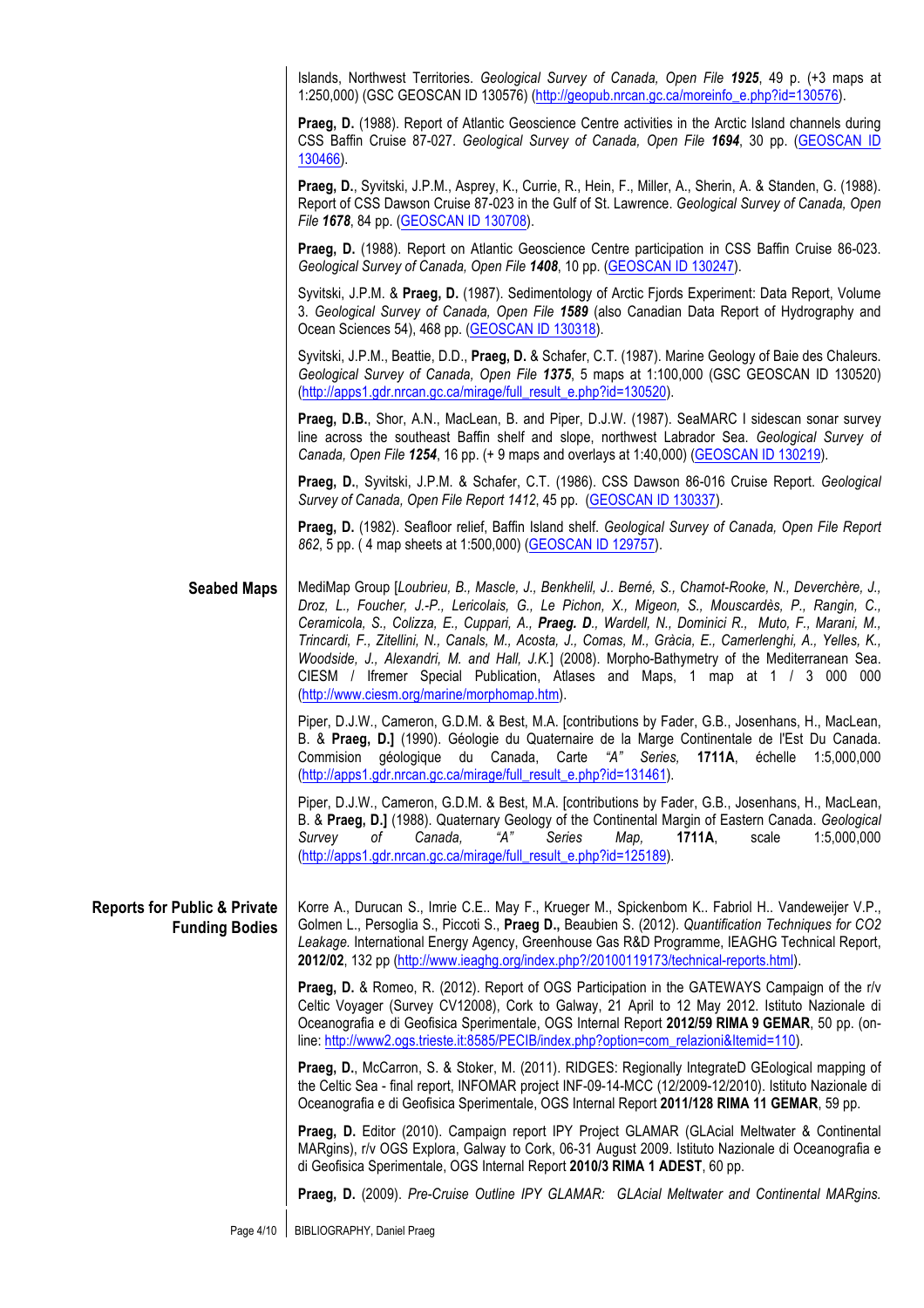Islands, Northwest Territories. *Geological Survey of Canada, Open File* ***1925***, 49 p. (+3 maps at 1:250,000) (GSC GEOSCAN ID 130576) (http://geopub.nrcan.gc.ca/moreinfo_e.php?id=130576).

**Praeg, D.** (1988). Report of Atlantic Geoscience Centre activities in the Arctic Island channels during CSS Baffin Cruise 87-027. *Geological Survey of Canada, Open File* ***1694***, 30 pp. (GEOSCAN ID 130466).

**Praeg, D.**, Syvitski, J.P.M., Asprey, K., Currie, R., Hein, F., Miller, A., Sherin, A. & Standen, G. (1988). Report of CSS Dawson Cruise 87-023 in the Gulf of St. Lawrence. *Geological Survey of Canada, Open File* ***1678***, 84 pp. (GEOSCAN ID 130708).

**Praeg, D.** (1988). Report on Atlantic Geoscience Centre participation in CSS Baffin Cruise 86-023. *Geological Survey of Canada, Open File* ***1408***, 10 pp. (GEOSCAN ID 130247).

Syvitski, J.P.M. & **Praeg, D.** (1987). Sedimentology of Arctic Fjords Experiment: Data Report, Volume 3. *Geological Survey of Canada, Open File* ***1589*** (also Canadian Data Report of Hydrography and Ocean Sciences 54), 468 pp. (GEOSCAN ID 130318).

Syvitski, J.P.M., Beattie, D.D., **Praeg, D.** & Schafer, C.T. (1987). Marine Geology of Baie des Chaleurs. *Geological Survey of Canada, Open File* ***1375***, 5 maps at 1:100,000 (GSC GEOSCAN ID 130520) (http://apps1.gdr.nrcan.gc.ca/mirage/full_result_e.php?id=130520).

**Praeg, D.B.**, Shor, A.N., MacLean, B. and Piper, D.J.W. (1987). SeaMARC I sidescan sonar survey line across the southeast Baffin shelf and slope, northwest Labrador Sea. *Geological Survey of Canada, Open File* ***1254***, 16 pp. (+ 9 maps and overlays at 1:40,000) (GEOSCAN ID 130219).

**Praeg, D.**, Syvitski, J.P.M. & Schafer, C.T. (1986). CSS Dawson 86-016 Cruise Report. *Geological Survey of Canada, Open File Report 1412*, 45 pp. (GEOSCAN ID 130337).

**Praeg, D.** (1982). Seafloor relief, Baffin Island shelf. *Geological Survey of Canada, Open File Report 862*, 5 pp. ( 4 map sheets at 1:500,000) (GEOSCAN ID 129757).

## Seabed Maps

MediMap Group [*Loubrieu, B., Mascle, J., Benkhelil, J.. Berné, S., Chamot-Rooke, N., Deverchère, J., Droz, L., Foucher, J.-P., Lericolais, G., Le Pichon, X., Migeon, S., Mouscardès, P., Rangin, C., Ceramicola, S., Colizza, E., Cuppari, A.,* ***Praeg. D.****, Wardell, N., Dominici R., Muto, F., Marani, M., Trincardi, F., Zitellini, N., Canals, M., Acosta, J., Comas, M., Gràcia, E., Camerlenghi, A., Yelles, K., Woodside, J., Alexandri, M. and Hall, J.K.*] (2008). Morpho-Bathymetry of the Mediterranean Sea. CIESM / Ifremer Special Publication, Atlases and Maps, 1 map at 1 / 3 000 000 (http://www.ciesm.org/marine/morphomap.htm).

Piper, D.J.W., Cameron, G.D.M. & Best, M.A. [contributions by Fader, G.B., Josenhans, H., MacLean, B. & **Praeg, D.]** (1990). Géologie du Quaternaire de la Marge Continentale de l'Est Du Canada. Commision géologique du Canada, Carte *"A" Series*, **1711A**, échelle 1:5,000,000 (http://apps1.gdr.nrcan.gc.ca/mirage/full_result_e.php?id=131461).

Piper, D.J.W., Cameron, G.D.M. & Best, M.A. [contributions by Fader, G.B., Josenhans, H., MacLean, B. & **Praeg, D.]** (1988). Quaternary Geology of the Continental Margin of Eastern Canada. *Geological Survey of Canada, "A" Series Map,* **1711A**, scale 1:5,000,000 (http://apps1.gdr.nrcan.gc.ca/mirage/full_result_e.php?id=125189).

## Reports for Public & Private Funding Bodies

Korre A., Durucan S., Imrie C.E.. May F., Krueger M., Spickenbom K.. Fabriol H.. Vandeweijer V.P., Golmen L., Persoglia S., Piccoti S., **Praeg D.,** Beaubien S. (2012). *Quantification Techniques for CO2 Leakage.* International Energy Agency, Greenhouse Gas R&D Programme, IEAGHG Technical Report, **2012/02**, 132 pp (http://www.ieaghg.org/index.php?/20100119173/technical-reports.html).

**Praeg, D.** & Romeo, R. (2012). Report of OGS Participation in the GATEWAYS Campaign of the r/v Celtic Voyager (Survey CV12008), Cork to Galway, 21 April to 12 May 2012. Istituto Nazionale di Oceanografia e di Geofisica Sperimentale, OGS Internal Report **2012/59 RIMA 9 GEMAR**, 50 pp. (on-line: http://www2.ogs.trieste.it:8585/PECIB/index.php?option=com_relazioni&Itemid=110).

**Praeg, D.**, McCarron, S. & Stoker, M. (2011). RIDGES: Regionally IntegrateD GEological mapping of the Celtic Sea - final report, INFOMAR project INF-09-14-MCC (12/2009-12/2010). Istituto Nazionale di Oceanografia e di Geofisica Sperimentale, OGS Internal Report **2011/128 RIMA 11 GEMAR**, 59 pp.

**Praeg, D.** Editor (2010). Campaign report IPY Project GLAMAR (GLAcial Meltwater & Continental MARgins), r/v OGS Explora, Galway to Cork, 06-31 August 2009. Istituto Nazionale di Oceanografia e di Geofisica Sperimentale, OGS Internal Report **2010/3 RIMA 1 ADEST**, 60 pp.

**Praeg, D.** (2009). *Pre-Cruise Outline IPY GLAMAR: GLAcial Meltwater and Continental MARgins.*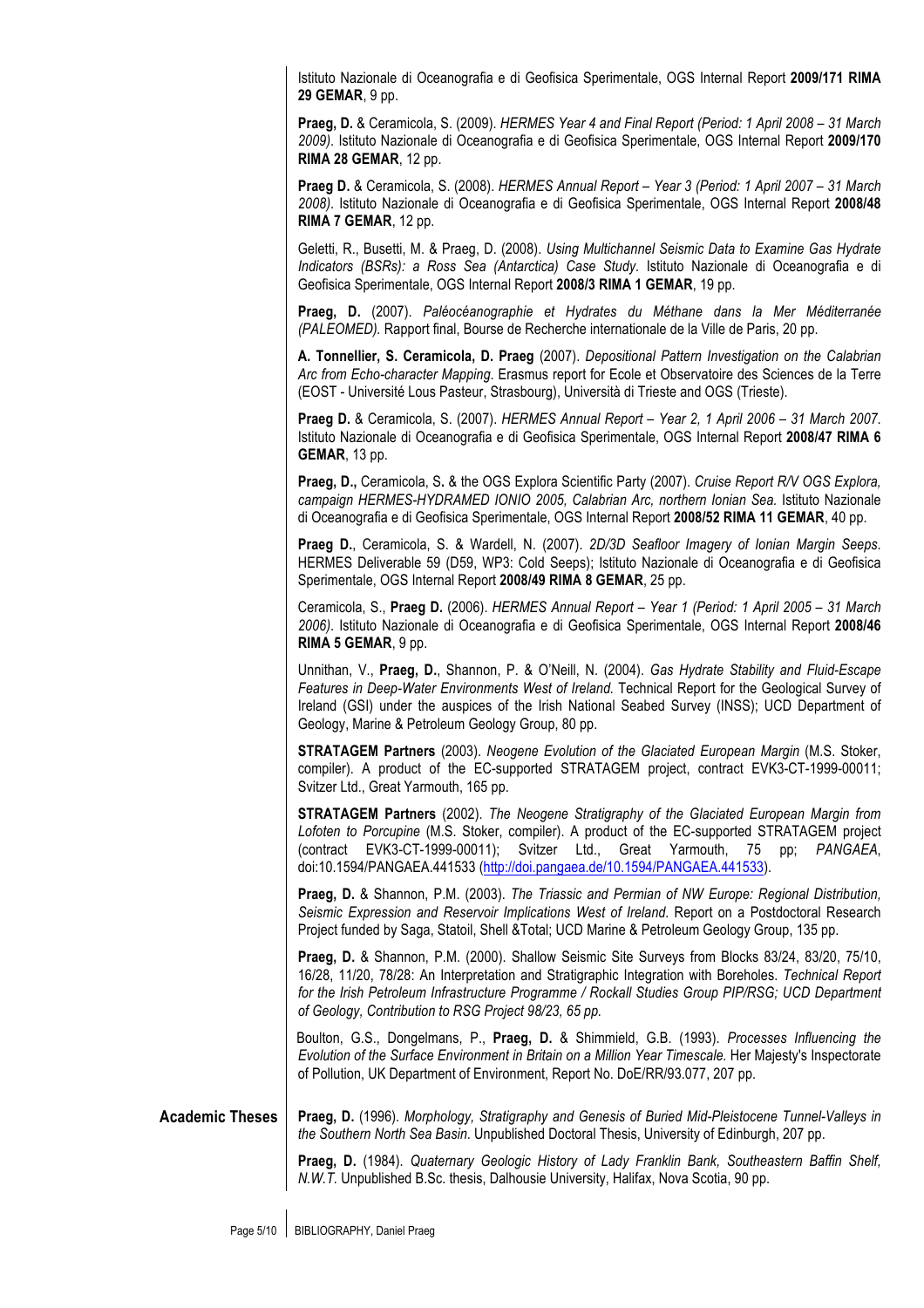Istituto Nazionale di Oceanografia e di Geofisica Sperimentale, OGS Internal Report **2009/171 RIMA 29 GEMAR**, 9 pp.

**Praeg, D.** & Ceramicola, S. (2009). *HERMES Year 4 and Final Report (Period: 1 April 2008 – 31 March 2009)*. Istituto Nazionale di Oceanografia e di Geofisica Sperimentale, OGS Internal Report **2009/170 RIMA 28 GEMAR**, 12 pp.

**Praeg D.** & Ceramicola, S. (2008). *HERMES Annual Report – Year 3 (Period: 1 April 2007 – 31 March 2008)*. Istituto Nazionale di Oceanografia e di Geofisica Sperimentale, OGS Internal Report **2008/48 RIMA 7 GEMAR**, 12 pp.

Geletti, R., Busetti, M. & Praeg, D. (2008). *Using Multichannel Seismic Data to Examine Gas Hydrate Indicators (BSRs): a Ross Sea (Antarctica) Case Study*. Istituto Nazionale di Oceanografia e di Geofisica Sperimentale, OGS Internal Report **2008/3 RIMA 1 GEMAR**, 19 pp.

**Praeg, D.** (2007). *Paléocéanographie et Hydrates du Méthane dans la Mer Méditerranée (PALEOMED)*. Rapport final, Bourse de Recherche internationale de la Ville de Paris, 20 pp.

**A. Tonnellier, S. Ceramicola, D. Praeg** (2007). *Depositional Pattern Investigation on the Calabrian Arc from Echo-character Mapping*. Erasmus report for Ecole et Observatoire des Sciences de la Terre (EOST - Université Lous Pasteur, Strasbourg), Università di Trieste and OGS (Trieste).

**Praeg D.** & Ceramicola, S. (2007). *HERMES Annual Report – Year 2, 1 April 2006 – 31 March 2007*. Istituto Nazionale di Oceanografia e di Geofisica Sperimentale, OGS Internal Report **2008/47 RIMA 6 GEMAR**, 13 pp.

**Praeg, D.,** Ceramicola, S. & the OGS Explora Scientific Party (2007). *Cruise Report R/V OGS Explora, campaign HERMES-HYDRAMED IONIO 2005, Calabrian Arc, northern Ionian Sea*. Istituto Nazionale di Oceanografia e di Geofisica Sperimentale, OGS Internal Report **2008/52 RIMA 11 GEMAR**, 40 pp.

**Praeg D.**, Ceramicola, S. & Wardell, N. (2007). *2D/3D Seafloor Imagery of Ionian Margin Seeps*. HERMES Deliverable 59 (D59, WP3: Cold Seeps); Istituto Nazionale di Oceanografia e di Geofisica Sperimentale, OGS Internal Report **2008/49 RIMA 8 GEMAR**, 25 pp.

Ceramicola, S., **Praeg D.** (2006). *HERMES Annual Report – Year 1 (Period: 1 April 2005 – 31 March 2006)*. Istituto Nazionale di Oceanografia e di Geofisica Sperimentale, OGS Internal Report **2008/46 RIMA 5 GEMAR**, 9 pp.

Unnithan, V., **Praeg, D.**, Shannon, P. & O'Neill, N. (2004). *Gas Hydrate Stability and Fluid-Escape Features in Deep-Water Environments West of Ireland.* Technical Report for the Geological Survey of Ireland (GSI) under the auspices of the Irish National Seabed Survey (INSS); UCD Department of Geology, Marine & Petroleum Geology Group, 80 pp.

**STRATAGEM Partners** (2003). *Neogene Evolution of the Glaciated European Margin* (M.S. Stoker, compiler). A product of the EC-supported STRATAGEM project, contract EVK3-CT-1999-00011; Svitzer Ltd., Great Yarmouth, 165 pp.

**STRATAGEM Partners** (2002). *The Neogene Stratigraphy of the Glaciated European Margin from Lofoten to Porcupine* (M.S. Stoker, compiler). A product of the EC-supported STRATAGEM project (contract EVK3-CT-1999-00011); Svitzer Ltd., Great Yarmouth, 75 pp; *PANGAEA*, doi:10.1594/PANGAEA.441533 (http://doi.pangaea.de/10.1594/PANGAEA.441533).

**Praeg, D.** & Shannon, P.M. (2003). *The Triassic and Permian of NW Europe: Regional Distribution, Seismic Expression and Reservoir Implications West of Ireland.* Report on a Postdoctoral Research Project funded by Saga, Statoil, Shell &Total; UCD Marine & Petroleum Geology Group, 135 pp.

**Praeg, D.** & Shannon, P.M. (2000). Shallow Seismic Site Surveys from Blocks 83/24, 83/20, 75/10, 16/28, 11/20, 78/28: An Interpretation and Stratigraphic Integration with Boreholes. *Technical Report for the Irish Petroleum Infrastructure Programme / Rockall Studies Group PIP/RSG; UCD Department of Geology, Contribution to RSG Project 98/23, 65 pp.*

Boulton, G.S., Dongelmans, P., **Praeg, D.** & Shimmield, G.B. (1993). *Processes Influencing the Evolution of the Surface Environment in Britain on a Million Year Timescale.* Her Majesty's Inspectorate of Pollution, UK Department of Environment, Report No. DoE/RR/93.077, 207 pp.

## Academic Theses

**Praeg, D.** (1996). *Morphology, Stratigraphy and Genesis of Buried Mid-Pleistocene Tunnel-Valleys in the Southern North Sea Basin.* Unpublished Doctoral Thesis, University of Edinburgh, 207 pp.

**Praeg, D.** (1984). *Quaternary Geologic History of Lady Franklin Bank, Southeastern Baffin Shelf, N.W.T.* Unpublished B.Sc. thesis, Dalhousie University, Halifax, Nova Scotia, 90 pp.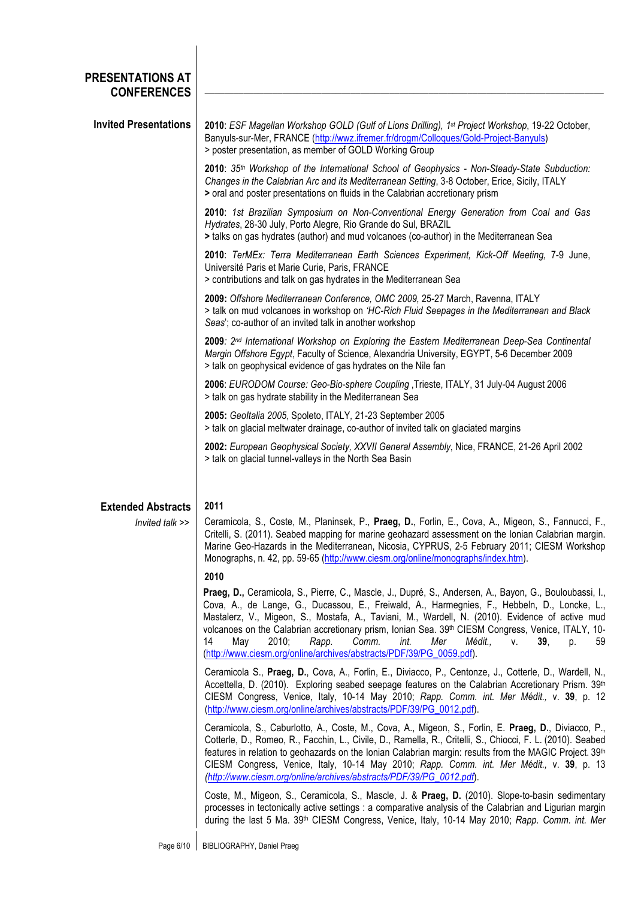## PRESENTATIONS AT CONFERENCES

### Invited Presentations

**2010**: *ESF Magellan Workshop GOLD (Gulf of Lions Drilling), 1st Project Workshop*, 19-22 October, Banyuls-sur-Mer, FRANCE (http://wwz.ifremer.fr/drogm/Colloques/Gold-Project-Banyuls)
> poster presentation, as member of GOLD Working Group

**2010**: *35th Workshop of the International School of Geophysics - Non-Steady-State Subduction: Changes in the Calabrian Arc and its Mediterranean Setting*, 3-8 October, Erice, Sicily, ITALY
**>** oral and poster presentations on fluids in the Calabrian accretionary prism

**2010**: *1st Brazilian Symposium on Non-Conventional Energy Generation from Coal and Gas Hydrates*, 28-30 July, Porto Alegre, Rio Grande do Sul, BRAZIL
**>** talks on gas hydrates (author) and mud volcanoes (co-author) in the Mediterranean Sea

**2010**: *TerMEx: Terra Mediterranean Earth Sciences Experiment, Kick-Off Meeting,* 7-9 June, Université Paris et Marie Curie, Paris, FRANCE
> contributions and talk on gas hydrates in the Mediterranean Sea

**2009:** *Offshore Mediterranean Conference, OMC 2009,* 25-27 March, Ravenna, ITALY
> talk on mud volcanoes in workshop on *'HC-Rich Fluid Seepages in the Mediterranean and Black Seas*'; co-author of an invited talk in another workshop

**2009***: 2nd International Workshop on Exploring the Eastern Mediterranean Deep-Sea Continental Margin Offshore Egypt*, Faculty of Science, Alexandria University, EGYPT, 5-6 December 2009
> talk on geophysical evidence of gas hydrates on the Nile fan

**2006**: *EURODOM Course: Geo-Bio-sphere Coupling* ,Trieste, ITALY, 31 July-04 August 2006
> talk on gas hydrate stability in the Mediterranean Sea

**2005:** *GeoItalia 2005*, Spoleto, ITALY, 21-23 September 2005
> talk on glacial meltwater drainage, co-author of invited talk on glaciated margins

**2002:** *European Geophysical Society, XXVII General Assembly*, Nice, FRANCE, 21-26 April 2002
> talk on glacial tunnel-valleys in the North Sea Basin

### Extended Abstracts

**2011**

*Invited talk >>* Ceramicola, S., Coste, M., Planinsek, P., **Praeg, D.**, Forlin, E., Cova, A., Migeon, S., Fannucci, F., Critelli, S. (2011). Seabed mapping for marine geohazard assessment on the Ionian Calabrian margin. Marine Geo-Hazards in the Mediterranean, Nicosia, CYPRUS, 2-5 February 2011; CIESM Workshop Monographs, n. 42, pp. 59-65 (http://www.ciesm.org/online/monographs/index.htm).

**2010**

**Praeg, D.,** Ceramicola, S., Pierre, C., Mascle, J., Dupré, S., Andersen, A., Bayon, G., Bouloubassi, I., Cova, A., de Lange, G., Ducassou, E., Freiwald, A., Harmegnies, F., Hebbeln, D., Loncke, L., Mastalerz, V., Migeon, S., Mostafa, A., Taviani, M., Wardell, N. (2010). Evidence of active mud volcanoes on the Calabrian accretionary prism, Ionian Sea. 39th CIESM Congress, Venice, ITALY, 10-14 May 2010; *Rapp. Comm. int. Mer Médit.,* v. **39**, p. 59 (http://www.ciesm.org/online/archives/abstracts/PDF/39/PG_0059.pdf).

Ceramicola S., **Praeg, D.**, Cova, A., Forlin, E., Diviacco, P., Centonze, J., Cotterle, D., Wardell, N., Accettella, D. (2010). Exploring seabed seepage features on the Calabrian Accretionary Prism. 39th CIESM Congress, Venice, Italy, 10-14 May 2010; *Rapp. Comm. int. Mer Médit.,* v. **39**, p. 12 (http://www.ciesm.org/online/archives/abstracts/PDF/39/PG_0012.pdf).

Ceramicola, S., Caburlotto, A., Coste, M., Cova, A., Migeon, S., Forlin, E. **Praeg, D.**, Diviacco, P., Cotterle, D., Romeo, R., Facchin, L., Civile, D., Ramella, R., Critelli, S., Chiocci, F. L. (2010). Seabed features in relation to geohazards on the Ionian Calabrian margin: results from the MAGIC Project. 39th CIESM Congress, Venice, Italy, 10-14 May 2010; *Rapp. Comm. int. Mer Médit.,* v. **39**, p. 13 *(http://www.ciesm.org/online/archives/abstracts/PDF/39/PG_0012.pdf*).

Coste, M., Migeon, S., Ceramicola, S., Mascle, J. & **Praeg, D.** (2010). Slope-to-basin sedimentary processes in tectonically active settings : a comparative analysis of the Calabrian and Ligurian margin during the last 5 Ma. 39th CIESM Congress, Venice, Italy, 10-14 May 2010; *Rapp. Comm. int. Mer*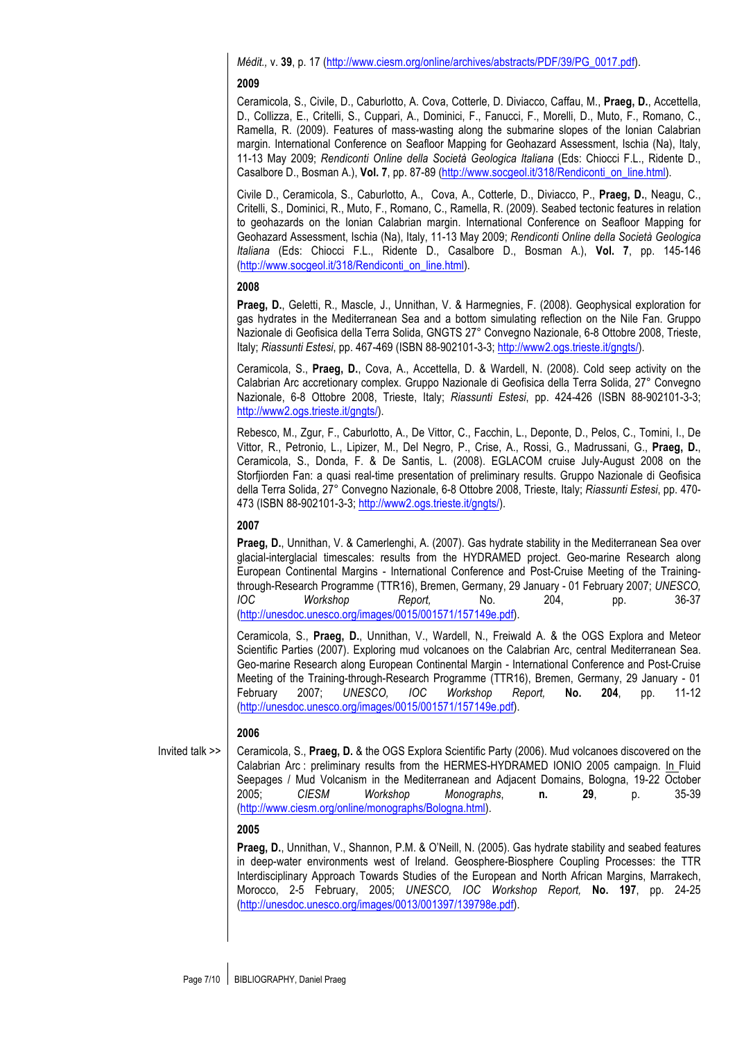*Médit.*, v. **39**, p. 17 (http://www.ciesm.org/online/archives/abstracts/PDF/39/PG_0017.pdf).

### 2009

Ceramicola, S., Civile, D., Caburlotto, A. Cova, Cotterle, D. Diviacco, Caffau, M., **Praeg, D.**, Accettella, D., Collizza, E., Critelli, S., Cuppari, A., Dominici, F., Fanucci, F., Morelli, D., Muto, F., Romano, C., Ramella, R. (2009). Features of mass-wasting along the submarine slopes of the Ionian Calabrian margin. International Conference on Seafloor Mapping for Geohazard Assessment, Ischia (Na), Italy, 11-13 May 2009; *Rendiconti Online della Società Geologica Italiana* (Eds: Chiocci F.L., Ridente D., Casalbore D., Bosman A.), **Vol. 7**, pp. 87-89 (http://www.socgeol.it/318/Rendiconti_on_line.html).

Civile D., Ceramicola, S., Caburlotto, A., Cova, A., Cotterle, D., Diviacco, P., **Praeg, D.**, Neagu, C., Critelli, S., Dominici, R., Muto, F., Romano, C., Ramella, R. (2009). Seabed tectonic features in relation to geohazards on the Ionian Calabrian margin. International Conference on Seafloor Mapping for Geohazard Assessment, Ischia (Na), Italy, 11-13 May 2009; *Rendiconti Online della Società Geologica Italiana* (Eds: Chiocci F.L., Ridente D., Casalbore D., Bosman A.), **Vol. 7**, pp. 145-146 (http://www.socgeol.it/318/Rendiconti_on_line.html).

### 2008

**Praeg, D.**, Geletti, R., Mascle, J., Unnithan, V. & Harmegnies, F. (2008). Geophysical exploration for gas hydrates in the Mediterranean Sea and a bottom simulating reflection on the Nile Fan. Gruppo Nazionale di Geofisica della Terra Solida, GNGTS 27° Convegno Nazionale, 6-8 Ottobre 2008, Trieste, Italy; *Riassunti Estesi*, pp. 467-469 (ISBN 88-902101-3-3; http://www2.ogs.trieste.it/gngts/).

Ceramicola, S., **Praeg, D.**, Cova, A., Accettella, D. & Wardell, N. (2008). Cold seep activity on the Calabrian Arc accretionary complex. Gruppo Nazionale di Geofisica della Terra Solida, 27° Convegno Nazionale, 6-8 Ottobre 2008, Trieste, Italy; *Riassunti Estesi*, pp. 424-426 (ISBN 88-902101-3-3; http://www2.ogs.trieste.it/gngts/).

Rebesco, M., Zgur, F., Caburlotto, A., De Vittor, C., Facchin, L., Deponte, D., Pelos, C., Tomini, I., De Vittor, R., Petronio, L., Lipizer, M., Del Negro, P., Crise, A., Rossi, G., Madrussani, G., **Praeg, D.**, Ceramicola, S., Donda, F. & De Santis, L. (2008). EGLACOM cruise July-August 2008 on the Storfjiorden Fan: a quasi real-time presentation of preliminary results. Gruppo Nazionale di Geofisica della Terra Solida, 27° Convegno Nazionale, 6-8 Ottobre 2008, Trieste, Italy; *Riassunti Estesi*, pp. 470-473 (ISBN 88-902101-3-3; http://www2.ogs.trieste.it/gngts/).

### 2007

**Praeg, D.**, Unnithan, V. & Camerlenghi, A. (2007). Gas hydrate stability in the Mediterranean Sea over glacial-interglacial timescales: results from the HYDRAMED project. Geo-marine Research along European Continental Margins - International Conference and Post-Cruise Meeting of the Training-through-Research Programme (TTR16), Bremen, Germany, 29 January - 01 February 2007; *UNESCO, IOC Workshop Report,* No. 204, pp. 36-37 (http://unesdoc.unesco.org/images/0015/001571/157149e.pdf).

Ceramicola, S., **Praeg, D.**, Unnithan, V., Wardell, N., Freiwald A. & the OGS Explora and Meteor Scientific Parties (2007). Exploring mud volcanoes on the Calabrian Arc, central Mediterranean Sea. Geo-marine Research along European Continental Margin - International Conference and Post-Cruise Meeting of the Training-through-Research Programme (TTR16), Bremen, Germany, 29 January - 01 February 2007; *UNESCO, IOC Workshop Report,* **No. 204**, pp. 11-12 (http://unesdoc.unesco.org/images/0015/001571/157149e.pdf).

### 2006

Invited talk >> Ceramicola, S., **Praeg, D.** & the OGS Explora Scientific Party (2006). Mud volcanoes discovered on the Calabrian Arc : preliminary results from the HERMES-HYDRAMED IONIO 2005 campaign. In Fluid Seepages / Mud Volcanism in the Mediterranean and Adjacent Domains, Bologna, 19-22 October 2005; *CIESM Workshop Monographs*, **n. 29**, p. 35-39 (http://www.ciesm.org/online/monographs/Bologna.html).

### 2005

**Praeg, D.**, Unnithan, V., Shannon, P.M. & O'Neill, N. (2005). Gas hydrate stability and seabed features in deep-water environments west of Ireland. Geosphere-Biosphere Coupling Processes: the TTR Interdisciplinary Approach Towards Studies of the European and North African Margins, Marrakech, Morocco, 2-5 February, 2005; *UNESCO, IOC Workshop Report,* **No. 197**, pp. 24-25 (http://unesdoc.unesco.org/images/0013/001397/139798e.pdf).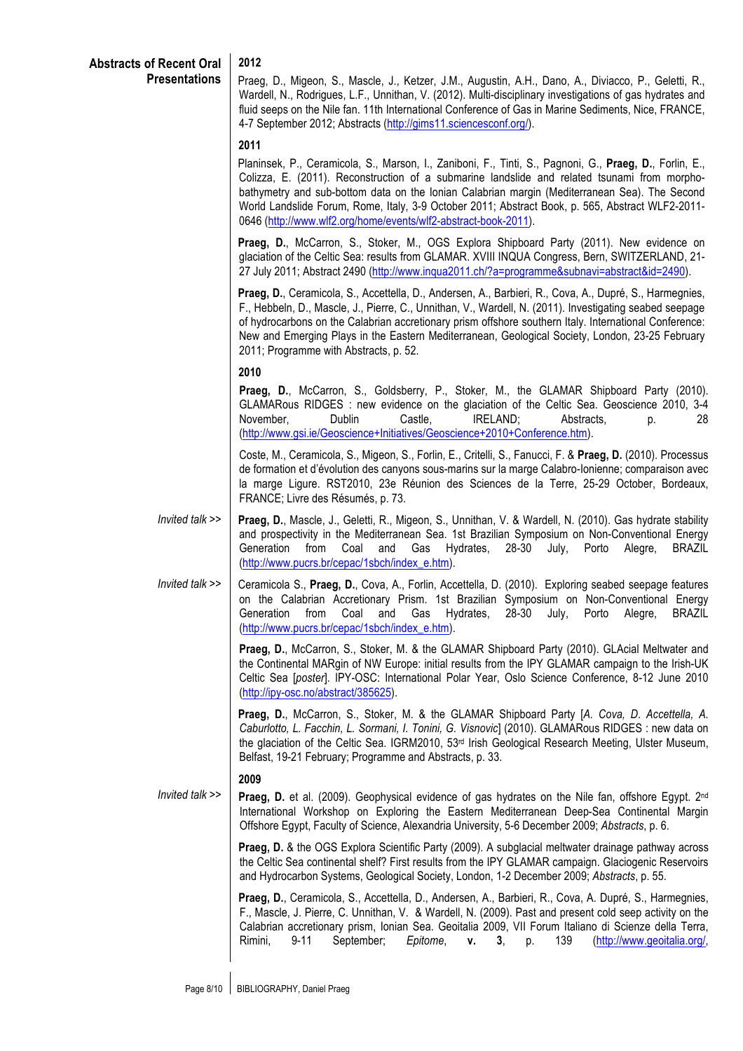## Abstracts of Recent Oral Presentations

### 2012

Praeg, D., Migeon, S., Mascle, J., Ketzer, J.M., Augustin, A.H., Dano, A., Diviacco, P., Geletti, R., Wardell, N., Rodrigues, L.F., Unnithan, V. (2012). Multi-disciplinary investigations of gas hydrates and fluid seeps on the Nile fan. 11th International Conference of Gas in Marine Sediments, Nice, FRANCE, 4-7 September 2012; Abstracts (http://gims11.sciencesconf.org/).

### 2011

Planinsek, P., Ceramicola, S., Marson, I., Zaniboni, F., Tinti, S., Pagnoni, G., **Praeg, D.**, Forlin, E., Colizza, E. (2011). Reconstruction of a submarine landslide and related tsunami from morpho-bathymetry and sub-bottom data on the Ionian Calabrian margin (Mediterranean Sea). The Second World Landslide Forum, Rome, Italy, 3-9 October 2011; Abstract Book, p. 565, Abstract WLF2-2011-0646 (http://www.wlf2.org/home/events/wlf2-abstract-book-2011).

**Praeg, D.**, McCarron, S., Stoker, M., OGS Explora Shipboard Party (2011). New evidence on glaciation of the Celtic Sea: results from GLAMAR. XVIII INQUA Congress, Bern, SWITZERLAND, 21-27 July 2011; Abstract 2490 (http://www.inqua2011.ch/?a=programme&subnavi=abstract&id=2490).

**Praeg, D.**, Ceramicola, S., Accettella, D., Andersen, A., Barbieri, R., Cova, A., Dupré, S., Harmegnies, F., Hebbeln, D., Mascle, J., Pierre, C., Unnithan, V., Wardell, N. (2011). Investigating seabed seepage of hydrocarbons on the Calabrian accretionary prism offshore southern Italy. International Conference: New and Emerging Plays in the Eastern Mediterranean, Geological Society, London, 23-25 February 2011; Programme with Abstracts, p. 52.

### 2010

**Praeg, D.**, McCarron, S., Goldsberry, P., Stoker, M., the GLAMAR Shipboard Party (2010). GLAMARous RIDGES : new evidence on the glaciation of the Celtic Sea. Geoscience 2010, 3-4 November, Dublin Castle, IRELAND; Abstracts, p. 28 (http://www.gsi.ie/Geoscience+Initiatives/Geoscience+2010+Conference.htm).

Coste, M., Ceramicola, S., Migeon, S., Forlin, E., Critelli, S., Fanucci, F. & **Praeg, D.** (2010). Processus de formation et d'évolution des canyons sous-marins sur la marge Calabro-Ionienne; comparaison avec la marge Ligure. RST2010, 23e Réunion des Sciences de la Terre, 25-29 October, Bordeaux, FRANCE; Livre des Résumés, p. 73.

*Invited talk >>* **Praeg, D.**, Mascle, J., Geletti, R., Migeon, S., Unnithan, V. & Wardell, N. (2010). Gas hydrate stability and prospectivity in the Mediterranean Sea. 1st Brazilian Symposium on Non-Conventional Energy Generation from Coal and Gas Hydrates, 28-30 July, Porto Alegre, BRAZIL (http://www.pucrs.br/cepac/1sbch/index_e.htm).

*Invited talk >>* Ceramicola S., **Praeg, D.**, Cova, A., Forlin, Accettella, D. (2010). Exploring seabed seepage features on the Calabrian Accretionary Prism. 1st Brazilian Symposium on Non-Conventional Energy Generation from Coal and Gas Hydrates, 28-30 July, Porto Alegre, BRAZIL (http://www.pucrs.br/cepac/1sbch/index_e.htm).

**Praeg, D.**, McCarron, S., Stoker, M. & the GLAMAR Shipboard Party (2010). GLAcial Meltwater and the Continental MARgin of NW Europe: initial results from the IPY GLAMAR campaign to the Irish-UK Celtic Sea [*poster*]. IPY-OSC: International Polar Year, Oslo Science Conference, 8-12 June 2010 (http://ipy-osc.no/abstract/385625).

**Praeg, D.**, McCarron, S., Stoker, M. & the GLAMAR Shipboard Party [*A. Cova, D. Accettella, A. Caburlotto, L. Facchin, L. Sormani, I. Tonini, G. Visnovic*] (2010). GLAMARous RIDGES : new data on the glaciation of the Celtic Sea. IGRM2010, 53rd Irish Geological Research Meeting, Ulster Museum, Belfast, 19-21 February; Programme and Abstracts, p. 33.

### 2009

*Invited talk >>* **Praeg, D.** et al. (2009). Geophysical evidence of gas hydrates on the Nile fan, offshore Egypt. 2nd International Workshop on Exploring the Eastern Mediterranean Deep-Sea Continental Margin Offshore Egypt, Faculty of Science, Alexandria University, 5-6 December 2009; *Abstracts*, p. 6.

**Praeg, D.** & the OGS Explora Scientific Party (2009). A subglacial meltwater drainage pathway across the Celtic Sea continental shelf? First results from the IPY GLAMAR campaign. Glaciogenic Reservoirs and Hydrocarbon Systems, Geological Society, London, 1-2 December 2009; *Abstracts*, p. 55.

**Praeg, D.**, Ceramicola, S., Accettella, D., Andersen, A., Barbieri, R., Cova, A. Dupré, S., Harmegnies, F., Mascle, J. Pierre, C. Unnithan, V. & Wardell, N. (2009). Past and present cold seep activity on the Calabrian accretionary prism, Ionian Sea. Geoitalia 2009, VII Forum Italiano di Scienze della Terra, Rimini, 9-11 September; *Epitome*, **v. 3**, p. 139 (http://www.geoitalia.org/,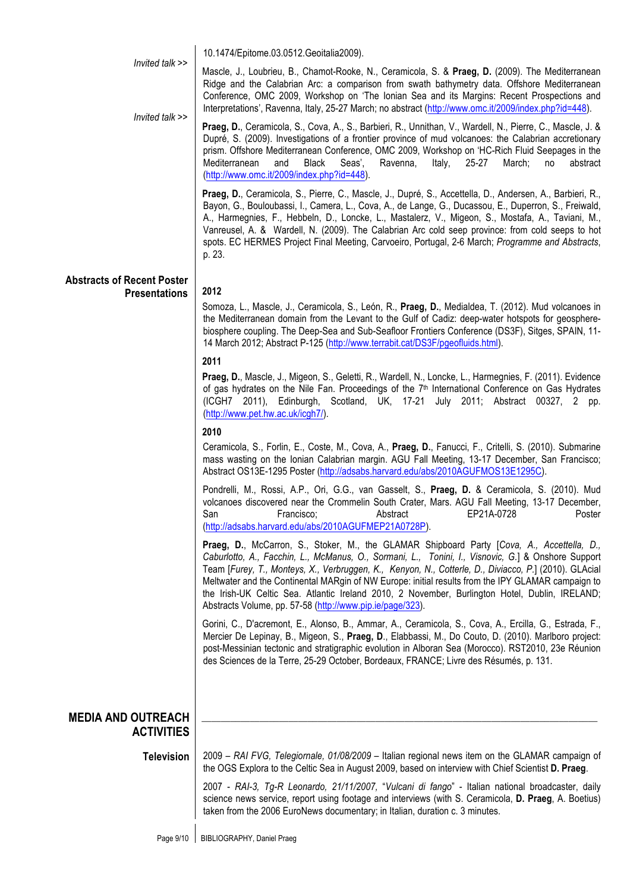10.1474/Epitome.03.0512.Geoitalia2009).

*Invited talk >>*

Mascle, J., Loubrieu, B., Chamot-Rooke, N., Ceramicola, S. & **Praeg, D.** (2009). The Mediterranean Ridge and the Calabrian Arc: a comparison from swath bathymetry data. Offshore Mediterranean Conference, OMC 2009, Workshop on 'The Ionian Sea and its Margins: Recent Prospections and Interpretations', Ravenna, Italy, 25-27 March; no abstract (http://www.omc.it/2009/index.php?id=448).

*Invited talk >>*

**Praeg, D.**, Ceramicola, S., Cova, A., S., Barbieri, R., Unnithan, V., Wardell, N., Pierre, C., Mascle, J. & Dupré, S. (2009). Investigations of a frontier province of mud volcanoes: the Calabrian accretionary prism. Offshore Mediterranean Conference, OMC 2009, Workshop on 'HC-Rich Fluid Seepages in the Mediterranean and Black Seas', Ravenna, Italy, 25-27 March; no abstract (http://www.omc.it/2009/index.php?id=448).

**Praeg, D.**, Ceramicola, S., Pierre, C., Mascle, J., Dupré, S., Accettella, D., Andersen, A., Barbieri, R., Bayon, G., Bouloubassi, I., Camera, L., Cova, A., de Lange, G., Ducassou, E., Duperron, S., Freiwald, A., Harmegnies, F., Hebbeln, D., Loncke, L., Mastalerz, V., Migeon, S., Mostafa, A., Taviani, M., Vanreusel, A. & Wardell, N. (2009). The Calabrian Arc cold seep province: from cold seeps to hot spots. EC HERMES Project Final Meeting, Carvoeiro, Portugal, 2-6 March; *Programme and Abstracts*, p. 23.

## Abstracts of Recent Poster Presentations

### 2012

Somoza, L., Mascle, J., Ceramicola, S., León, R., **Praeg, D.**, Medialdea, T. (2012). Mud volcanoes in the Mediterranean domain from the Levant to the Gulf of Cadiz: deep-water hotspots for geosphere-biosphere coupling. The Deep-Sea and Sub-Seafloor Frontiers Conference (DS3F), Sitges, SPAIN, 11-14 March 2012; Abstract P-125 (http://www.terrabit.cat/DS3F/pgeofluids.html).

### 2011

**Praeg, D.**, Mascle, J., Migeon, S., Geletti, R., Wardell, N., Loncke, L., Harmegnies, F. (2011). Evidence of gas hydrates on the Nile Fan. Proceedings of the 7th International Conference on Gas Hydrates (ICGH7 2011), Edinburgh, Scotland, UK, 17-21 July 2011; Abstract 00327, 2 pp. (http://www.pet.hw.ac.uk/icgh7/).

### 2010

Ceramicola, S., Forlin, E., Coste, M., Cova, A., **Praeg, D.**, Fanucci, F., Critelli, S. (2010). Submarine mass wasting on the Ionian Calabrian margin. AGU Fall Meeting, 13-17 December, San Francisco; Abstract OS13E-1295 Poster (http://adsabs.harvard.edu/abs/2010AGUFMOS13E1295C).

Pondrelli, M., Rossi, A.P., Ori, G.G., van Gasselt, S., **Praeg, D.** & Ceramicola, S. (2010). Mud volcanoes discovered near the Crommelin South Crater, Mars. AGU Fall Meeting, 13-17 December, San Francisco; Abstract EP21A-0728 Poster (http://adsabs.harvard.edu/abs/2010AGUFMEP21A0728P).

**Praeg, D.**, McCarron, S., Stoker, M., the GLAMAR Shipboard Party [*Cova, A., Accettella, D., Caburlotto, A., Facchin, L., McManus, O., Sormani, L., Tonini, I., Visnovic, G.*] & Onshore Support Team [*Furey, T., Monteys, X., Verbruggen, K., Kenyon, N., Cotterle, D., Diviacco, P.*] (2010). GLAcial Meltwater and the Continental MARgin of NW Europe: initial results from the IPY GLAMAR campaign to the Irish-UK Celtic Sea. Atlantic Ireland 2010, 2 November, Burlington Hotel, Dublin, IRELAND; Abstracts Volume, pp. 57-58 (http://www.pip.ie/page/323).

Gorini, C., D'acremont, E., Alonso, B., Ammar, A., Ceramicola, S., Cova, A., Ercilla, G., Estrada, F., Mercier De Lepinay, B., Migeon, S., **Praeg, D.**, Elabbassi, M., Do Couto, D. (2010). Marlboro project: post-Messinian tectonic and stratigraphic evolution in Alboran Sea (Morocco). RST2010, 23e Réunion des Sciences de la Terre, 25-29 October, Bordeaux, FRANCE; Livre des Résumés, p. 131.

# MEDIA AND OUTREACH ACTIVITIES

## Television

2009 – *RAI FVG, Telegiornale, 01/08/2009* – Italian regional news item on the GLAMAR campaign of the OGS Explora to the Celtic Sea in August 2009, based on interview with Chief Scientist **D. Praeg**.

2007 - *RAI-3, Tg-R Leonardo, 21/11/2007,* "*Vulcani di fango*" - Italian national broadcaster, daily science news service, report using footage and interviews (with S. Ceramicola, **D. Praeg**, A. Boetius) taken from the 2006 EuroNews documentary; in Italian, duration c. 3 minutes.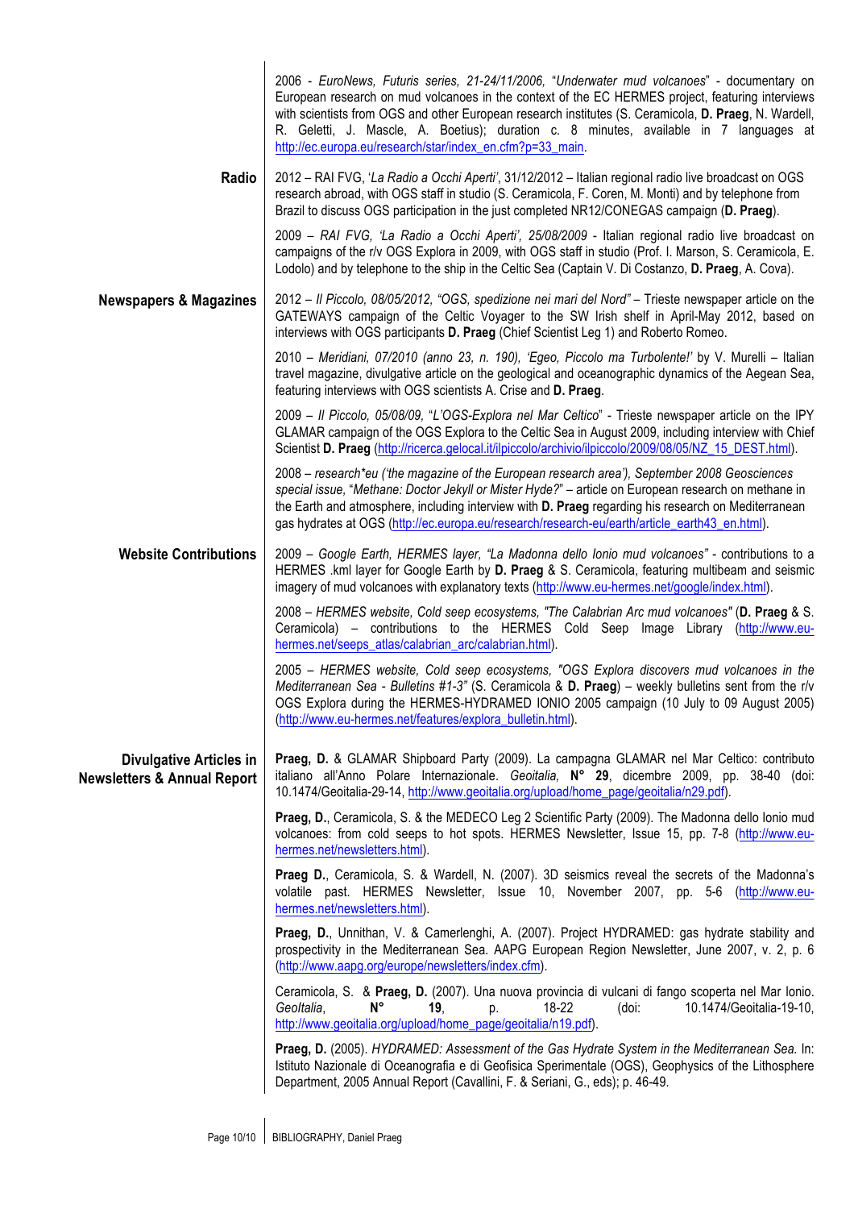2006 - *EuroNews, Futuris series, 21-24/11/2006,* "*Underwater mud volcanoes*" - documentary on European research on mud volcanoes in the context of the EC HERMES project, featuring interviews with scientists from OGS and other European research institutes (S. Ceramicola, **D. Praeg**, N. Wardell, R. Geletti, J. Mascle, A. Boetius); duration c. 8 minutes, available in 7 languages at http://ec.europa.eu/research/star/index_en.cfm?p=33_main.

**Radio**

2012 – RAI FVG, '*La Radio a Occhi Aperti*', 31/12/2012 – Italian regional radio live broadcast on OGS research abroad, with OGS staff in studio (S. Ceramicola, F. Coren, M. Monti) and by telephone from Brazil to discuss OGS participation in the just completed NR12/CONEGAS campaign (**D. Praeg**).

2009 – *RAI FVG, 'La Radio a Occhi Aperti', 25/08/2009* - Italian regional radio live broadcast on campaigns of the r/v OGS Explora in 2009, with OGS staff in studio (Prof. I. Marson, S. Ceramicola, E. Lodolo) and by telephone to the ship in the Celtic Sea (Captain V. Di Costanzo, **D. Praeg**, A. Cova).

**Newspapers & Magazines**

2012 – *Il Piccolo, 08/05/2012, "OGS, spedizione nei mari del Nord"* – Trieste newspaper article on the GATEWAYS campaign of the Celtic Voyager to the SW Irish shelf in April-May 2012, based on interviews with OGS participants **D. Praeg** (Chief Scientist Leg 1) and Roberto Romeo.

2010 – *Meridiani, 07/2010 (anno 23, n. 190), 'Egeo, Piccolo ma Turbolente!'* by V. Murelli – Italian travel magazine, divulgative article on the geological and oceanographic dynamics of the Aegean Sea, featuring interviews with OGS scientists A. Crise and **D. Praeg**.

2009 – *Il Piccolo, 05/08/09,* "*L'OGS-Explora nel Mar Celtico*" - Trieste newspaper article on the IPY GLAMAR campaign of the OGS Explora to the Celtic Sea in August 2009, including interview with Chief Scientist **D. Praeg** (http://ricerca.gelocal.it/ilpiccolo/archivio/ilpiccolo/2009/08/05/NZ_15_DEST.html).

2008 – *research\*eu ('the magazine of the European research area'), September 2008 Geosciences special issue,* "*Methane: Doctor Jekyll or Mister Hyde?*" – article on European research on methane in the Earth and atmosphere, including interview with **D. Praeg** regarding his research on Mediterranean gas hydrates at OGS (http://ec.europa.eu/research/research-eu/earth/article_earth43_en.html).

**Website Contributions**

2009 – *Google Earth, HERMES layer, "La Madonna dello Ionio mud volcanoes"* - contributions to a HERMES .kml layer for Google Earth by **D. Praeg** & S. Ceramicola, featuring multibeam and seismic imagery of mud volcanoes with explanatory texts (http://www.eu-hermes.net/google/index.html).

2008 – *HERMES website, Cold seep ecosystems, "The Calabrian Arc mud volcanoes"* (**D. Praeg** & S. Ceramicola) – contributions to the HERMES Cold Seep Image Library (http://www.eu-hermes.net/seeps_atlas/calabrian_arc/calabrian.html).

2005 – *HERMES website, Cold seep ecosystems, "OGS Explora discovers mud volcanoes in the Mediterranean Sea - Bulletins #1-3"* (S. Ceramicola & **D. Praeg**) – weekly bulletins sent from the r/v OGS Explora during the HERMES-HYDRAMED IONIO 2005 campaign (10 July to 09 August 2005) (http://www.eu-hermes.net/features/explora_bulletin.html).

**Divulgative Articles in Newsletters & Annual Report**

**Praeg, D.** & GLAMAR Shipboard Party (2009). La campagna GLAMAR nel Mar Celtico: contributo italiano all'Anno Polare Internazionale. *Geoitalia,* **N° 29**, dicembre 2009, pp. 38-40 (doi: 10.1474/Geoitalia-29-14, http://www.geoitalia.org/upload/home_page/geoitalia/n29.pdf).

**Praeg, D.**, Ceramicola, S. & the MEDECO Leg 2 Scientific Party (2009). The Madonna dello Ionio mud volcanoes: from cold seeps to hot spots. HERMES Newsletter, Issue 15, pp. 7-8 (http://www.eu-hermes.net/newsletters.html).

**Praeg D.**, Ceramicola, S. & Wardell, N. (2007). 3D seismics reveal the secrets of the Madonna's volatile past. HERMES Newsletter, Issue 10, November 2007, pp. 5-6 (http://www.eu-hermes.net/newsletters.html).

**Praeg, D.**, Unnithan, V. & Camerlenghi, A. (2007). Project HYDRAMED: gas hydrate stability and prospectivity in the Mediterranean Sea. AAPG European Region Newsletter, June 2007, v. 2, p. 6 (http://www.aapg.org/europe/newsletters/index.cfm).

Ceramicola, S. & **Praeg, D.** (2007). Una nuova provincia di vulcani di fango scoperta nel Mar Ionio. *GeoItalia*, **N° 19**, p. 18-22 (doi: 10.1474/Geoitalia-19-10, http://www.geoitalia.org/upload/home_page/geoitalia/n19.pdf).

**Praeg, D.** (2005). *HYDRAMED: Assessment of the Gas Hydrate System in the Mediterranean Sea.* In: Istituto Nazionale di Oceanografia e di Geofisica Sperimentale (OGS), Geophysics of the Lithosphere Department, 2005 Annual Report (Cavallini, F. & Seriani, G., eds); p. 46-49.